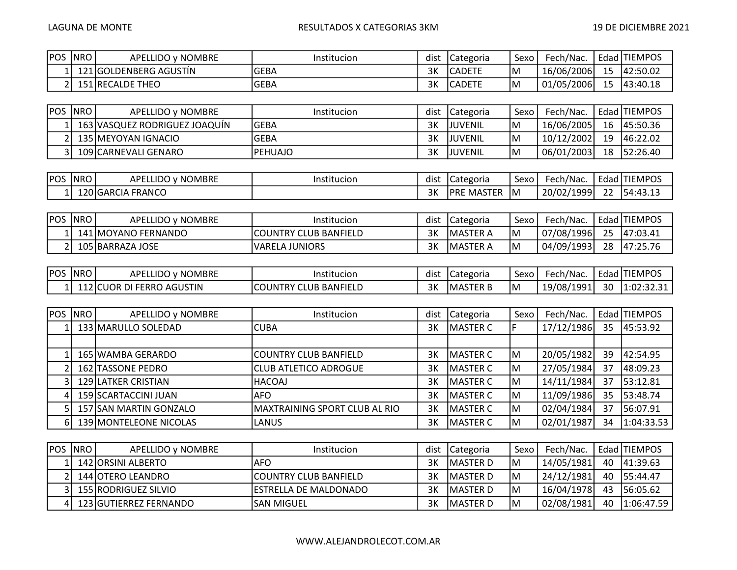LAGUNA DE MONTE RESULTADOS X CATEGORIAS 3KM 19 DE DICIEMBRE 2021

| POS | NRO | APELLIDO y NOMBRE | Institucion | dist | Categoria | Sexo | Fech/Nac. | Edad | TIEMPOS |
|---|---|---|---|---|---|---|---|---|---|
| 1 | 121 | GOLDENBERG AGUSTÍN | GEBA | 3K | CADETE | M | 16/06/2006 | 15 | 42:50.02 |
| 2 | 151 | RECALDE THEO | GEBA | 3K | CADETE | M | 01/05/2006 | 15 | 43:40.18 |

| POS | NRO | APELLIDO y NOMBRE | Institucion | dist | Categoria | Sexo | Fech/Nac. | Edad | TIEMPOS |
|---|---|---|---|---|---|---|---|---|---|
| 1 | 163 | VASQUEZ RODRIGUEZ JOAQUÍN | GEBA | 3K | JUVENIL | M | 16/06/2005 | 16 | 45:50.36 |
| 2 | 135 | MEYOYAN IGNACIO | GEBA | 3K | JUVENIL | M | 10/12/2002 | 19 | 46:22.02 |
| 3 | 109 | CARNEVALI GENARO | PEHUAJO | 3K | JUVENIL | M | 06/01/2003 | 18 | 52:26.40 |

| POS | NRO | APELLIDO y NOMBRE | Institucion | dist | Categoria | Sexo | Fech/Nac. | Edad | TIEMPOS |
|---|---|---|---|---|---|---|---|---|---|
| 1 | 120 | GARCIA FRANCO | | 3K | PRE MASTER | M | 20/02/1999 | 22 | 54:43.13 |

| POS | NRO | APELLIDO y NOMBRE | Institucion | dist | Categoria | Sexo | Fech/Nac. | Edad | TIEMPOS |
|---|---|---|---|---|---|---|---|---|---|
| 1 | 141 | MOYANO FERNANDO | COUNTRY CLUB BANFIELD | 3K | MASTER A | M | 07/08/1996 | 25 | 47:03.41 |
| 2 | 105 | BARRAZA JOSE | VARELA JUNIORS | 3K | MASTER A | M | 04/09/1993 | 28 | 47:25.76 |

| POS | NRO | APELLIDO y NOMBRE | Institucion | dist | Categoria | Sexo | Fech/Nac. | Edad | TIEMPOS |
|---|---|---|---|---|---|---|---|---|---|
| 1 | 112 | CUOR DI FERRO AGUSTIN | COUNTRY CLUB BANFIELD | 3K | MASTER B | M | 19/08/1991 | 30 | 1:02:32.31 |

| POS | NRO | APELLIDO y NOMBRE | Institucion | dist | Categoria | Sexo | Fech/Nac. | Edad | TIEMPOS |
|---|---|---|---|---|---|---|---|---|---|
| 1 | 133 | MARULLO SOLEDAD | CUBA | 3K | MASTER C | F | 17/12/1986 | 35 | 45:53.92 |
| | | | | | | | | | |
| 1 | 165 | WAMBA GERARDO | COUNTRY CLUB BANFIELD | 3K | MASTER C | M | 20/05/1982 | 39 | 42:54.95 |
| 2 | 162 | TASSONE PEDRO | CLUB ATLETICO ADROGUE | 3K | MASTER C | M | 27/05/1984 | 37 | 48:09.23 |
| 3 | 129 | LATKER CRISTIAN | HACOAJ | 3K | MASTER C | M | 14/11/1984 | 37 | 53:12.81 |
| 4 | 159 | SCARTACCINI JUAN | AFO | 3K | MASTER C | M | 11/09/1986 | 35 | 53:48.74 |
| 5 | 157 | SAN MARTIN GONZALO | MAXTRAINING SPORT CLUB AL RIO | 3K | MASTER C | M | 02/04/1984 | 37 | 56:07.91 |
| 6 | 139 | MONTELEONE NICOLAS | LANUS | 3K | MASTER C | M | 02/01/1987 | 34 | 1:04:33.53 |

| POS | NRO | APELLIDO y NOMBRE | Institucion | dist | Categoria | Sexo | Fech/Nac. | Edad | TIEMPOS |
|---|---|---|---|---|---|---|---|---|---|
| 1 | 142 | ORSINI ALBERTO | AFO | 3K | MASTER D | M | 14/05/1981 | 40 | 41:39.63 |
| 2 | 144 | OTERO LEANDRO | COUNTRY CLUB BANFIELD | 3K | MASTER D | M | 24/12/1981 | 40 | 55:44.47 |
| 3 | 155 | RODRIGUEZ SILVIO | ESTRELLA DE MALDONADO | 3K | MASTER D | M | 16/04/1978 | 43 | 56:05.62 |
| 4 | 123 | GUTIERREZ FERNANDO | SAN MIGUEL | 3K | MASTER D | M | 02/08/1981 | 40 | 1:06:47.59 |

WWW.ALEJANDROLECOT.COM.AR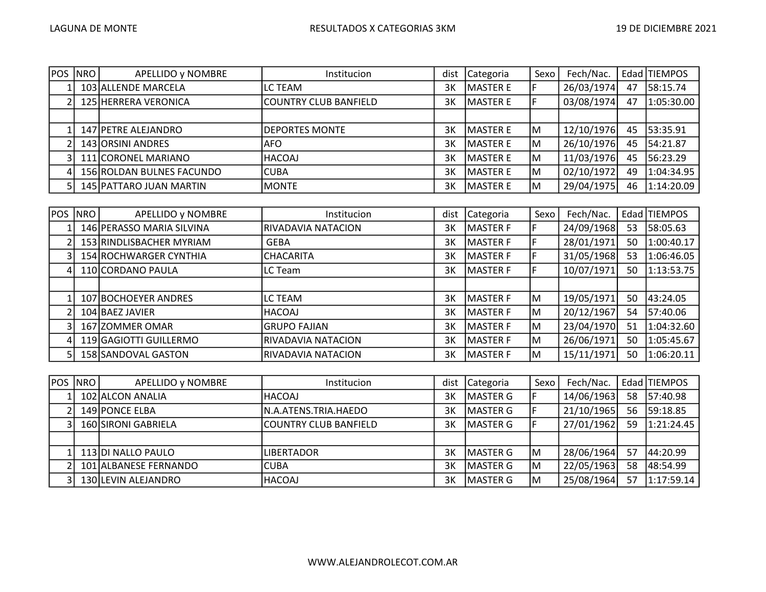LAGUNA DE MONTE

RESULTADOS X CATEGORIAS 3KM

19 DE DICIEMBRE 2021

| POS | NRO | APELLIDO y NOMBRE | Institucion | dist | Categoria | Sexo | Fech/Nac. | Edad | TIEMPOS |
|---|---|---|---|---|---|---|---|---|---|
| 1 | 103 | ALLENDE MARCELA | LC TEAM | 3K | MASTER E | F | 26/03/1974 | 47 | 58:15.74 |
| 2 | 125 | HERRERA VERONICA | COUNTRY CLUB BANFIELD | 3K | MASTER E | F | 03/08/1974 | 47 | 1:05:30.00 |
| | | | | | | | | | |
| 1 | 147 | PETRE ALEJANDRO | DEPORTES MONTE | 3K | MASTER E | M | 12/10/1976 | 45 | 53:35.91 |
| 2 | 143 | ORSINI ANDRES | AFO | 3K | MASTER E | M | 26/10/1976 | 45 | 54:21.87 |
| 3 | 111 | CORONEL MARIANO | HACOAJ | 3K | MASTER E | M | 11/03/1976 | 45 | 56:23.29 |
| 4 | 156 | ROLDAN BULNES FACUNDO | CUBA | 3K | MASTER E | M | 02/10/1972 | 49 | 1:04:34.95 |
| 5 | 145 | PATTARO JUAN MARTIN | MONTE | 3K | MASTER E | M | 29/04/1975 | 46 | 1:14:20.09 |

| POS | NRO | APELLIDO y NOMBRE | Institucion | dist | Categoria | Sexo | Fech/Nac. | Edad | TIEMPOS |
|---|---|---|---|---|---|---|---|---|---|
| 1 | 146 | PERASSO MARIA SILVINA | RIVADAVIA NATACION | 3K | MASTER F | F | 24/09/1968 | 53 | 58:05.63 |
| 2 | 153 | RINDLISBACHER MYRIAM | GEBA | 3K | MASTER F | F | 28/01/1971 | 50 | 1:00:40.17 |
| 3 | 154 | ROCHWARGER CYNTHIA | CHACARITA | 3K | MASTER F | F | 31/05/1968 | 53 | 1:06:46.05 |
| 4 | 110 | CORDANO PAULA | LC Team | 3K | MASTER F | F | 10/07/1971 | 50 | 1:13:53.75 |
| | | | | | | | | | |
| 1 | 107 | BOCHOEYER ANDRES | LC TEAM | 3K | MASTER F | M | 19/05/1971 | 50 | 43:24.05 |
| 2 | 104 | BAEZ JAVIER | HACOAJ | 3K | MASTER F | M | 20/12/1967 | 54 | 57:40.06 |
| 3 | 167 | ZOMMER OMAR | GRUPO FAJIAN | 3K | MASTER F | M | 23/04/1970 | 51 | 1:04:32.60 |
| 4 | 119 | GAGIOTTI GUILLERMO | RIVADAVIA NATACION | 3K | MASTER F | M | 26/06/1971 | 50 | 1:05:45.67 |
| 5 | 158 | SANDOVAL GASTON | RIVADAVIA NATACION | 3K | MASTER F | M | 15/11/1971 | 50 | 1:06:20.11 |

| POS | NRO | APELLIDO y NOMBRE | Institucion | dist | Categoria | Sexo | Fech/Nac. | Edad | TIEMPOS |
|---|---|---|---|---|---|---|---|---|---|
| 1 | 102 | ALCON ANALIA | HACOAJ | 3K | MASTER G | F | 14/06/1963 | 58 | 57:40.98 |
| 2 | 149 | PONCE ELBA | N.A.ATENS.TRIA.HAEDO | 3K | MASTER G | F | 21/10/1965 | 56 | 59:18.85 |
| 3 | 160 | SIRONI GABRIELA | COUNTRY CLUB BANFIELD | 3K | MASTER G | F | 27/01/1962 | 59 | 1:21:24.45 |
| | | | | | | | | | |
| 1 | 113 | DI NALLO PAULO | LIBERTADOR | 3K | MASTER G | M | 28/06/1964 | 57 | 44:20.99 |
| 2 | 101 | ALBANESE FERNANDO | CUBA | 3K | MASTER G | M | 22/05/1963 | 58 | 48:54.99 |
| 3 | 130 | LEVIN ALEJANDRO | HACOAJ | 3K | MASTER G | M | 25/08/1964 | 57 | 1:17:59.14 |

WWW.ALEJANDROLECOT.COM.AR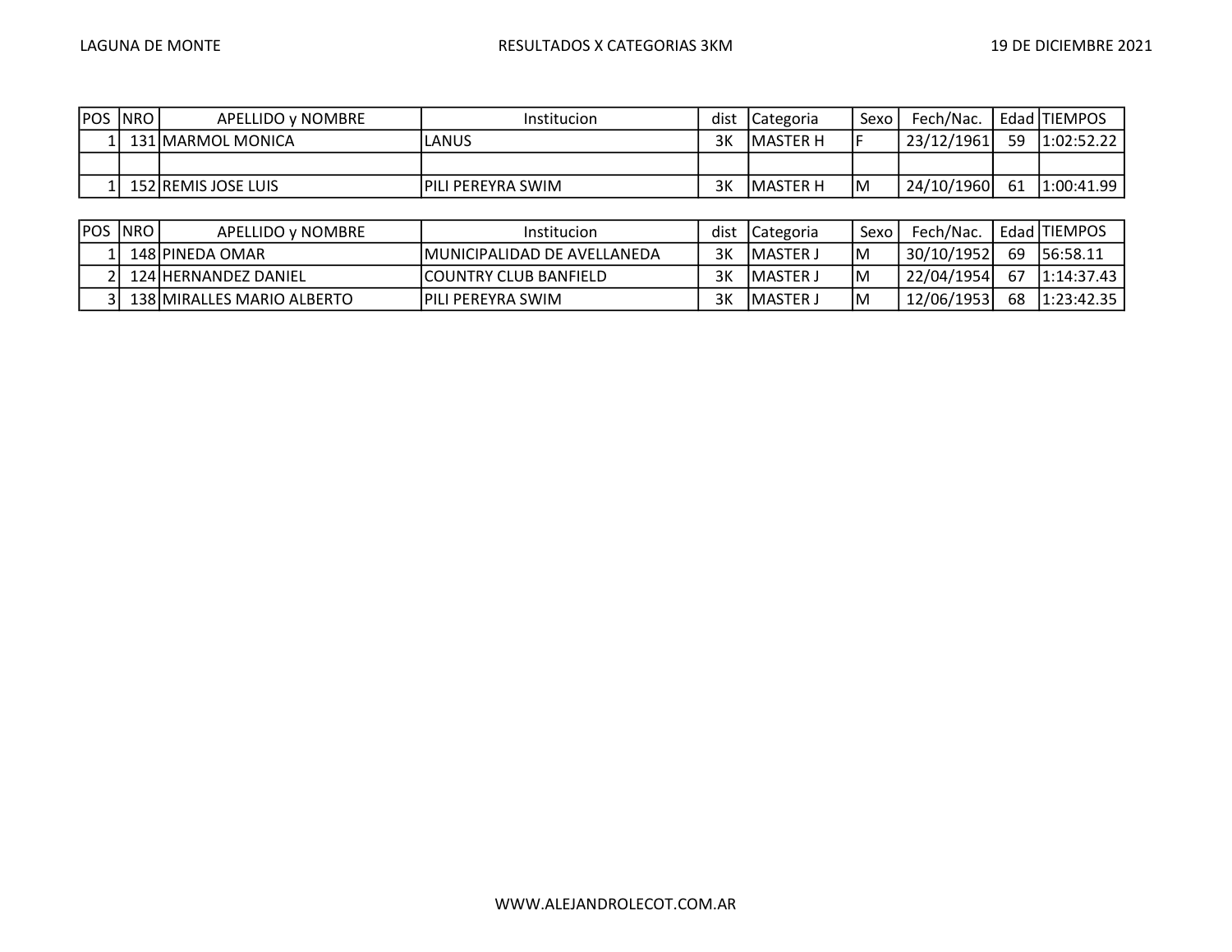| POS | NRO | APELLIDO y NOMBRE | Institucion | dist | Categoria | Sexo | Fech/Nac. | Edad | TIEMPOS |
|---|---|---|---|---|---|---|---|---|---|
| 1 | 131 | MARMOL MONICA | LANUS | 3K | MASTER H | F | 23/12/1961 | 59 | 1:02:52.22 |
| | | | | | | | | | |
| 1 | 152 | REMIS JOSE LUIS | PILI PEREYRA SWIM | 3K | MASTER H | M | 24/10/1960 | 61 | 1:00:41.99 |

| POS | NRO | APELLIDO y NOMBRE | Institucion | dist | Categoria | Sexo | Fech/Nac. | Edad | TIEMPOS |
|---|---|---|---|---|---|---|---|---|---|
| 1 | 148 | PINEDA OMAR | MUNICIPALIDAD DE AVELLANEDA | 3K | MASTER J | M | 30/10/1952 | 69 | 56:58.11 |
| 2 | 124 | HERNANDEZ DANIEL | COUNTRY CLUB BANFIELD | 3K | MASTER J | M | 22/04/1954 | 67 | 1:14:37.43 |
| 3 | 138 | MIRALLES MARIO ALBERTO | PILI PEREYRA SWIM | 3K | MASTER J | M | 12/06/1953 | 68 | 1:23:42.35 |